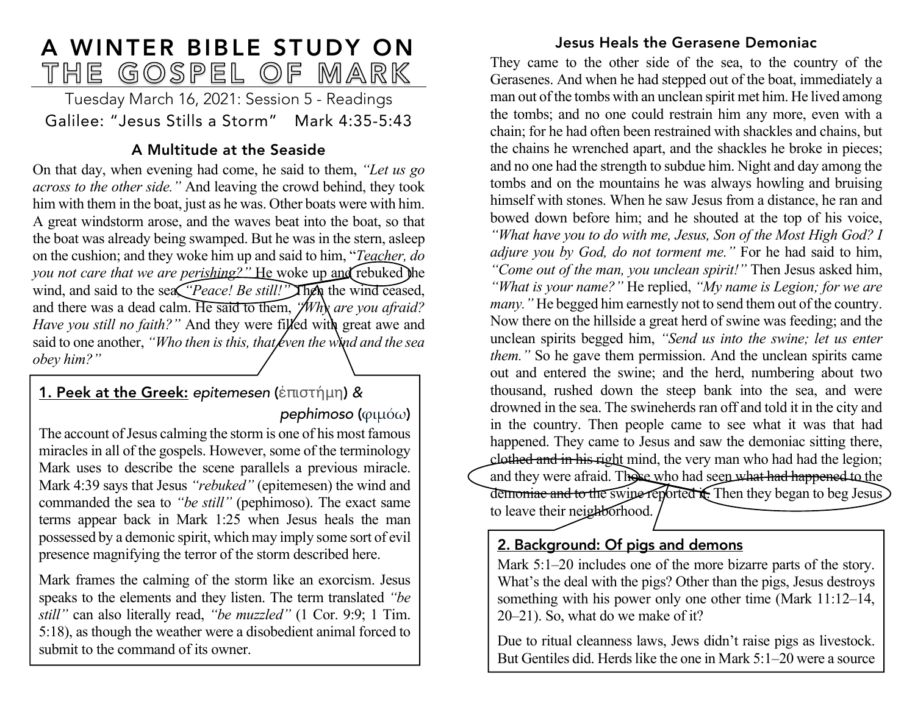# A WINTER BIBLE STUDY ON THE GOSPEL OF MARK

Tuesday March 16, 2021: Session 5 - Readings

Galilee: "Jesus Stills a Storm" Mark 4:35-5:43

## A Multitude at the Seaside

On that day, when evening had come, he said to them, *"Let us go across to the other side."* And leaving the crowd behind, they took him with them in the boat, just as he was. Other boats were with him. A great windstorm arose, and the waves beat into the boat, so that the boat was already being swamped. But he was in the stern, asleep on the cushion; and they woke him up and said to him, "*Teacher, do you not care that we are perishing?"* He woke up and rebuked the wind, and said to the sea, *"Peace! Be still!"* Then the wind ceased, and there was a dead calm. He said to them, *"Why are you afraid? Have you still no faith?"* And they were filled with great awe and said to one another, *"Who then is this, that even the wind and the sea obey him?"*

### 1. Peek at the Greek: *epitemesen* (ἐπιστήμη) & *pephimoso* (φιμόω)

The account of Jesus calming the storm is one of his most famous miracles in all of the gospels. However, some of the terminology Mark uses to describe the scene parallels a previous miracle. Mark 4:39 says that Jesus *"rebuked"* (epitemesen) the wind and commanded the sea to *"be still"* (pephimoso). The exact same terms appear back in Mark 1:25 when Jesus heals the man possessed by a demonic spirit, which may imply some sort of evil presence magnifying the terror of the storm described here.

Mark frames the calming of the storm like an exorcism. Jesus speaks to the elements and they listen. The term translated *"be still"* can also literally read, *"be muzzled"* (1 Cor. 9:9; 1 Tim. 5:18), as though the weather were a disobedient animal forced to submit to the command of its owner.

## Jesus Heals the Gerasene Demoniac

They came to the other side of the sea, to the country of the Gerasenes. And when he had stepped out of the boat, immediately a man out of the tombs with an unclean spirit met him. He lived among the tombs; and no one could restrain him any more, even with a chain; for he had often been restrained with shackles and chains, but the chains he wrenched apart, and the shackles he broke in pieces; and no one had the strength to subdue him. Night and day among the tombs and on the mountains he was always howling and bruising himself with stones. When he saw Jesus from a distance, he ran and bowed down before him; and he shouted at the top of his voice, *"What have you to do with me, Jesus, Son of the Most High God? I adjure you by God, do not torment me."* For he had said to him, *"Come out of the man, you unclean spirit!"* Then Jesus asked him, *"What is your name?"* He replied, *"My name is Legion; for we are many."* He begged him earnestly not to send them out of the country. Now there on the hillside a great herd of swine was feeding; and the unclean spirits begged him, *"Send us into the swine; let us enter them."* So he gave them permission. And the unclean spirits came out and entered the swine; and the herd, numbering about two thousand, rushed down the steep bank into the sea, and were drowned in the sea. The swineherds ran off and told it in the city and in the country. Then people came to see what it was that had happened. They came to Jesus and saw the demoniac sitting there, ~~clothed and in his right~~ mind, the very man who had had the legion; and they were afraid. Those who had seen ~~what had happened~~ to the ~~demoniac and to the swine~~ reported it. Then they began to beg Jesus to leave their neighborhood.

### 2. Background: Of pigs and demons

Mark 5:1–20 includes one of the more bizarre parts of the story. What's the deal with the pigs? Other than the pigs, Jesus destroys something with his power only one other time (Mark 11:12–14, 20–21). So, what do we make of it?

Due to ritual cleanness laws, Jews didn't raise pigs as livestock. But Gentiles did. Herds like the one in Mark 5:1–20 were a source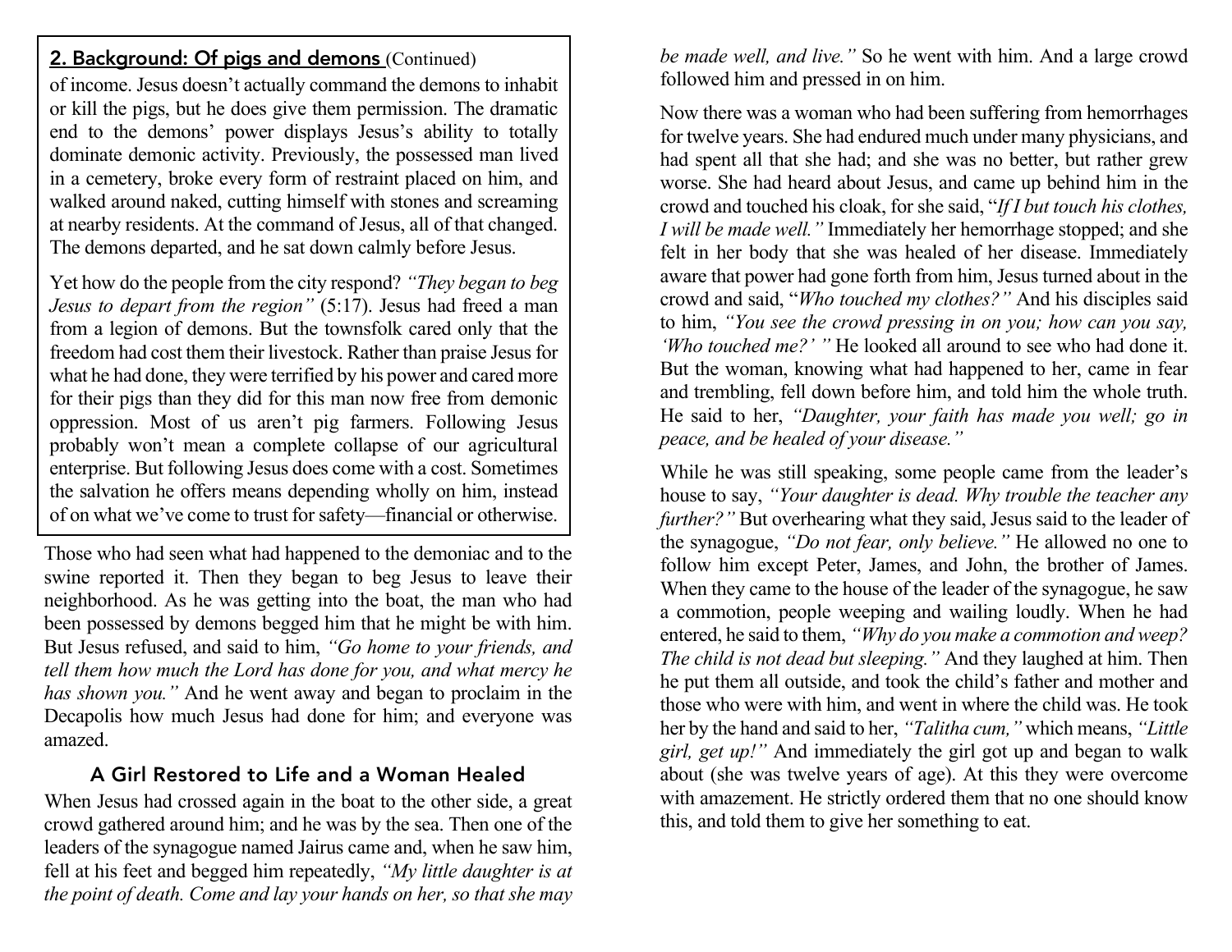## 2. Background: Of pigs and demons (Continued)

of income. Jesus doesn't actually command the demons to inhabit or kill the pigs, but he does give them permission. The dramatic end to the demons' power displays Jesus's ability to totally dominate demonic activity. Previously, the possessed man lived in a cemetery, broke every form of restraint placed on him, and walked around naked, cutting himself with stones and screaming at nearby residents. At the command of Jesus, all of that changed. The demons departed, and he sat down calmly before Jesus.

Yet how do the people from the city respond? *"They began to beg Jesus to depart from the region"* (5:17). Jesus had freed a man from a legion of demons. But the townsfolk cared only that the freedom had cost them their livestock. Rather than praise Jesus for what he had done, they were terrified by his power and cared more for their pigs than they did for this man now free from demonic oppression. Most of us aren't pig farmers. Following Jesus probably won't mean a complete collapse of our agricultural enterprise. But following Jesus does come with a cost. Sometimes the salvation he offers means depending wholly on him, instead of on what we've come to trust for safety—financial or otherwise.

Those who had seen what had happened to the demoniac and to the swine reported it. Then they began to beg Jesus to leave their neighborhood. As he was getting into the boat, the man who had been possessed by demons begged him that he might be with him. But Jesus refused, and said to him, *"Go home to your friends, and tell them how much the Lord has done for you, and what mercy he has shown you."* And he went away and began to proclaim in the Decapolis how much Jesus had done for him; and everyone was amazed.

### A Girl Restored to Life and a Woman Healed

When Jesus had crossed again in the boat to the other side, a great crowd gathered around him; and he was by the sea. Then one of the leaders of the synagogue named Jairus came and, when he saw him, fell at his feet and begged him repeatedly, *"My little daughter is at the point of death. Come and lay your hands on her, so that she may be made well, and live."* So he went with him. And a large crowd followed him and pressed in on him.

Now there was a woman who had been suffering from hemorrhages for twelve years. She had endured much under many physicians, and had spent all that she had; and she was no better, but rather grew worse. She had heard about Jesus, and came up behind him in the crowd and touched his cloak, for she said, "*If I but touch his clothes, I will be made well."* Immediately her hemorrhage stopped; and she felt in her body that she was healed of her disease. Immediately aware that power had gone forth from him, Jesus turned about in the crowd and said, "*Who touched my clothes?"* And his disciples said to him, *"You see the crowd pressing in on you; how can you say, 'Who touched me?' "* He looked all around to see who had done it. But the woman, knowing what had happened to her, came in fear and trembling, fell down before him, and told him the whole truth. He said to her, *"Daughter, your faith has made you well; go in peace, and be healed of your disease."*

While he was still speaking, some people came from the leader's house to say, *"Your daughter is dead. Why trouble the teacher any further?"* But overhearing what they said, Jesus said to the leader of the synagogue, *"Do not fear, only believe."* He allowed no one to follow him except Peter, James, and John, the brother of James. When they came to the house of the leader of the synagogue, he saw a commotion, people weeping and wailing loudly. When he had entered, he said to them, *"Why do you make a commotion and weep? The child is not dead but sleeping."* And they laughed at him. Then he put them all outside, and took the child's father and mother and those who were with him, and went in where the child was. He took her by the hand and said to her, *"Talitha cum,"* which means, *"Little girl, get up!"* And immediately the girl got up and began to walk about (she was twelve years of age). At this they were overcome with amazement. He strictly ordered them that no one should know this, and told them to give her something to eat.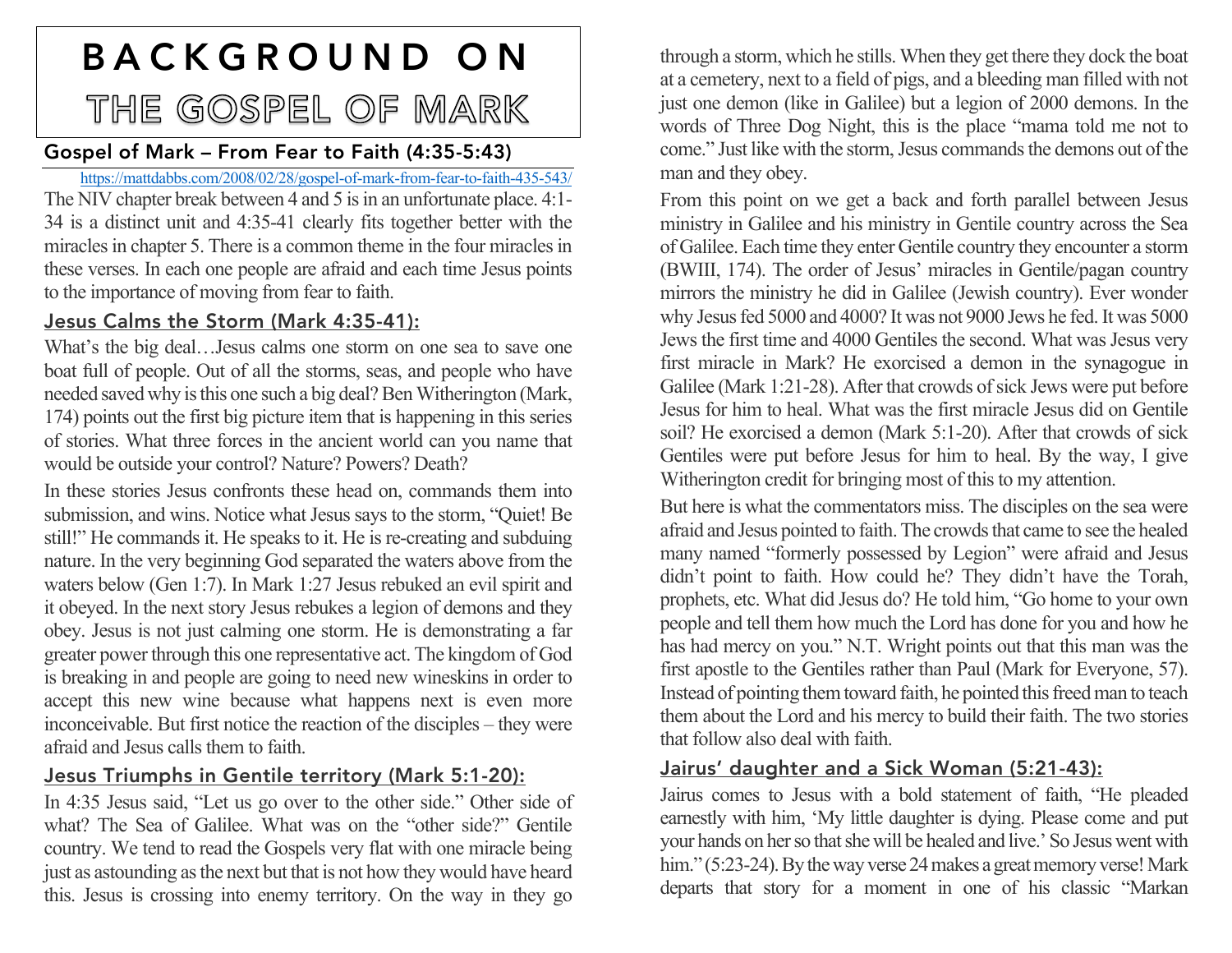# BACKGROUND ON THE GOSPEL OF MARK

## Gospel of Mark – From Fear to Faith (4:35-5:43)

https://mattdabbs.com/2008/02/28/gospel-of-mark-from-fear-to-faith-435-543/

The NIV chapter break between 4 and 5 is in an unfortunate place. 4:1-34 is a distinct unit and 4:35-41 clearly fits together better with the miracles in chapter 5. There is a common theme in the four miracles in these verses. In each one people are afraid and each time Jesus points to the importance of moving from fear to faith.

### Jesus Calms the Storm (Mark 4:35-41):

What's the big deal…Jesus calms one storm on one sea to save one boat full of people. Out of all the storms, seas, and people who have needed saved why is this one such a big deal? Ben Witherington (Mark, 174) points out the first big picture item that is happening in this series of stories. What three forces in the ancient world can you name that would be outside your control? Nature? Powers? Death?

In these stories Jesus confronts these head on, commands them into submission, and wins. Notice what Jesus says to the storm, "Quiet! Be still!" He commands it. He speaks to it. He is re-creating and subduing nature. In the very beginning God separated the waters above from the waters below (Gen 1:7). In Mark 1:27 Jesus rebuked an evil spirit and it obeyed. In the next story Jesus rebukes a legion of demons and they obey. Jesus is not just calming one storm. He is demonstrating a far greater power through this one representative act. The kingdom of God is breaking in and people are going to need new wineskins in order to accept this new wine because what happens next is even more inconceivable. But first notice the reaction of the disciples – they were afraid and Jesus calls them to faith.

### Jesus Triumphs in Gentile territory (Mark 5:1-20):

In 4:35 Jesus said, "Let us go over to the other side." Other side of what? The Sea of Galilee. What was on the "other side?" Gentile country. We tend to read the Gospels very flat with one miracle being just as astounding as the next but that is not how they would have heard this. Jesus is crossing into enemy territory. On the way in they go through a storm, which he stills. When they get there they dock the boat at a cemetery, next to a field of pigs, and a bleeding man filled with not just one demon (like in Galilee) but a legion of 2000 demons. In the words of Three Dog Night, this is the place "mama told me not to come." Just like with the storm, Jesus commands the demons out of the man and they obey.

From this point on we get a back and forth parallel between Jesus ministry in Galilee and his ministry in Gentile country across the Sea of Galilee. Each time they enter Gentile country they encounter a storm (BWIII, 174). The order of Jesus' miracles in Gentile/pagan country mirrors the ministry he did in Galilee (Jewish country). Ever wonder why Jesus fed 5000 and 4000? It was not 9000 Jews he fed. It was 5000 Jews the first time and 4000 Gentiles the second. What was Jesus very first miracle in Mark? He exorcised a demon in the synagogue in Galilee (Mark 1:21-28). After that crowds of sick Jews were put before Jesus for him to heal. What was the first miracle Jesus did on Gentile soil? He exorcised a demon (Mark 5:1-20). After that crowds of sick Gentiles were put before Jesus for him to heal. By the way, I give Witherington credit for bringing most of this to my attention.

But here is what the commentators miss. The disciples on the sea were afraid and Jesus pointed to faith. The crowds that came to see the healed many named "formerly possessed by Legion" were afraid and Jesus didn't point to faith. How could he? They didn't have the Torah, prophets, etc. What did Jesus do? He told him, "Go home to your own people and tell them how much the Lord has done for you and how he has had mercy on you." N.T. Wright points out that this man was the first apostle to the Gentiles rather than Paul (Mark for Everyone, 57). Instead of pointing them toward faith, he pointed this freed man to teach them about the Lord and his mercy to build their faith. The two stories that follow also deal with faith.

### Jairus' daughter and a Sick Woman (5:21-43):

Jairus comes to Jesus with a bold statement of faith, "He pleaded earnestly with him, 'My little daughter is dying. Please come and put your hands on her so that she will be healed and live.' So Jesus went with him." (5:23-24). By the way verse 24 makes a great memory verse! Mark departs that story for a moment in one of his classic "Markan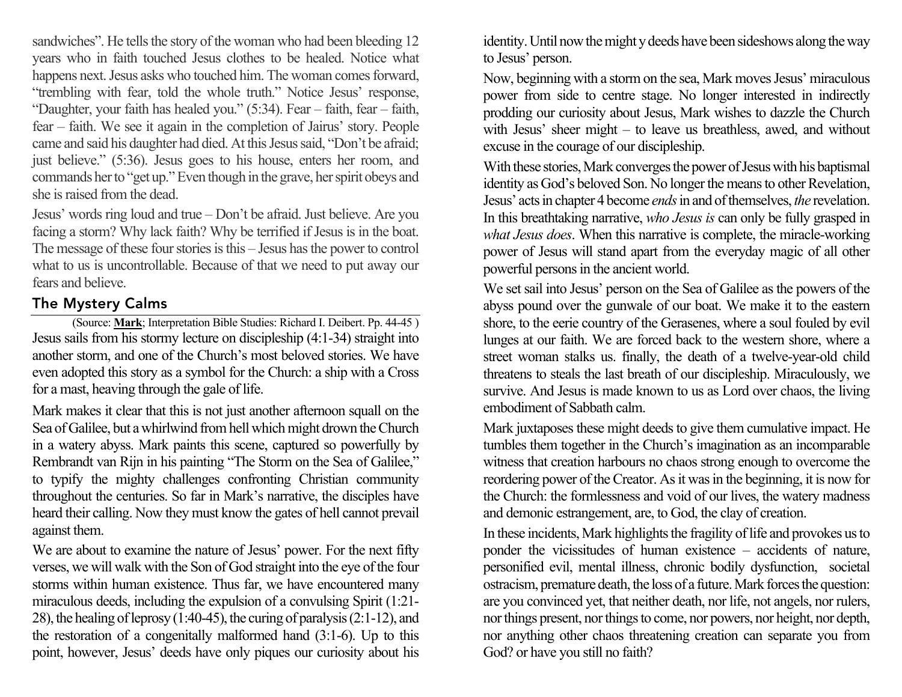sandwiches". He tells the story of the woman who had been bleeding 12 years who in faith touched Jesus clothes to be healed. Notice what happens next. Jesus asks who touched him. The woman comes forward, "trembling with fear, told the whole truth." Notice Jesus' response, "Daughter, your faith has healed you." (5:34). Fear – faith, fear – faith, fear – faith. We see it again in the completion of Jairus' story. People came and said his daughter had died. At this Jesus said, "Don't be afraid; just believe." (5:36). Jesus goes to his house, enters her room, and commands her to "get up." Even though in the grave, her spirit obeys and she is raised from the dead.

Jesus' words ring loud and true – Don't be afraid. Just believe. Are you facing a storm? Why lack faith? Why be terrified if Jesus is in the boat. The message of these four stories is this – Jesus has the power to control what to us is uncontrollable. Because of that we need to put away our fears and believe.

## The Mystery Calms

(Source: **Mark**; Interpretation Bible Studies: Richard I. Deibert. Pp. 44-45 )

Jesus sails from his stormy lecture on discipleship (4:1-34) straight into another storm, and one of the Church's most beloved stories. We have even adopted this story as a symbol for the Church: a ship with a Cross for a mast, heaving through the gale of life.

Mark makes it clear that this is not just another afternoon squall on the Sea of Galilee, but a whirlwind from hell which might drown the Church in a watery abyss. Mark paints this scene, captured so powerfully by Rembrandt van Rijn in his painting "The Storm on the Sea of Galilee," to typify the mighty challenges confronting Christian community throughout the centuries. So far in Mark's narrative, the disciples have heard their calling. Now they must know the gates of hell cannot prevail against them.

We are about to examine the nature of Jesus' power. For the next fifty verses, we will walk with the Son of God straight into the eye of the four storms within human existence. Thus far, we have encountered many miraculous deeds, including the expulsion of a convulsing Spirit (1:21-28), the healing of leprosy (1:40-45), the curing of paralysis (2:1-12), and the restoration of a congenitally malformed hand (3:1-6). Up to this point, however, Jesus' deeds have only piques our curiosity about his identity. Until now the might y deeds have been sideshows along the way to Jesus' person.

Now, beginning with a storm on the sea, Mark moves Jesus' miraculous power from side to centre stage. No longer interested in indirectly prodding our curiosity about Jesus, Mark wishes to dazzle the Church with Jesus' sheer might – to leave us breathless, awed, and without excuse in the courage of our discipleship.

With these stories, Mark converges the power of Jesus with his baptismal identity as God's beloved Son. No longer the means to other Revelation, Jesus' acts in chapter 4 become *ends* in and of themselves, *the* revelation. In this breathtaking narrative, *who Jesus is* can only be fully grasped in *what Jesus does*. When this narrative is complete, the miracle-working power of Jesus will stand apart from the everyday magic of all other powerful persons in the ancient world.

We set sail into Jesus' person on the Sea of Galilee as the powers of the abyss pound over the gunwale of our boat. We make it to the eastern shore, to the eerie country of the Gerasenes, where a soul fouled by evil lunges at our faith. We are forced back to the western shore, where a street woman stalks us. finally, the death of a twelve-year-old child threatens to steals the last breath of our discipleship. Miraculously, we survive. And Jesus is made known to us as Lord over chaos, the living embodiment of Sabbath calm.

Mark juxtaposes these might deeds to give them cumulative impact. He tumbles them together in the Church's imagination as an incomparable witness that creation harbours no chaos strong enough to overcome the reordering power of the Creator. As it was in the beginning, it is now for the Church: the formlessness and void of our lives, the watery madness and demonic estrangement, are, to God, the clay of creation.

In these incidents, Mark highlights the fragility of life and provokes us to ponder the vicissitudes of human existence – accidents of nature, personified evil, mental illness, chronic bodily dysfunction, societal ostracism, premature death, the loss of a future. Mark forces the question: are you convinced yet, that neither death, nor life, not angels, nor rulers, nor things present, nor things to come, nor powers, nor height, nor depth, nor anything other chaos threatening creation can separate you from God? or have you still no faith?